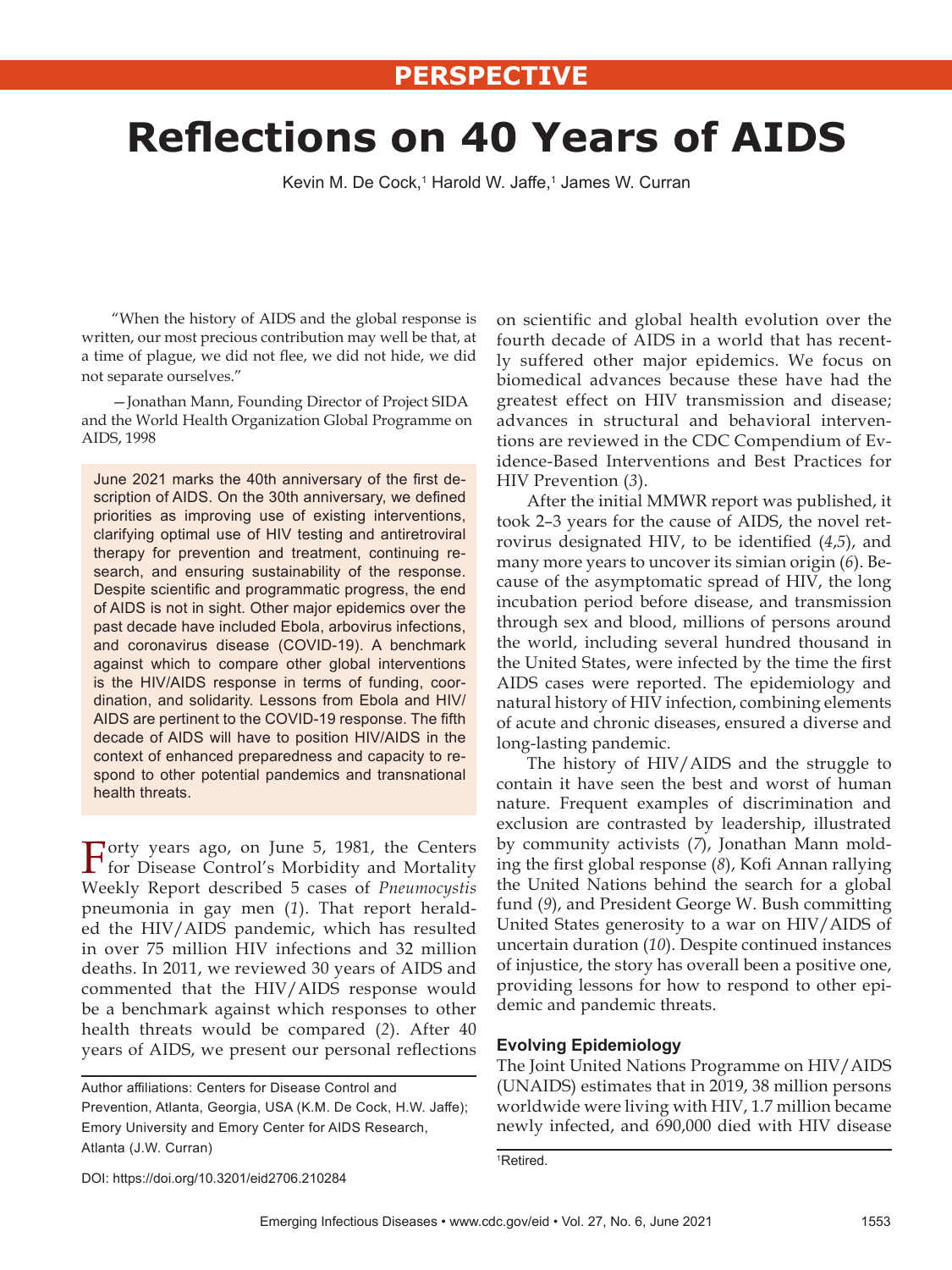PERSPECTIVE

# Reflections on 40 Years of AIDS

Kevin M. De Cock,[1] Harold W. Jaffe,[1] James W. Curran

"When the history of AIDS and the global response is written, our most precious contribution may well be that, at a time of plague, we did not flee, we did not hide, we did not separate ourselves."

—Jonathan Mann, Founding Director of Project SIDA and the World Health Organization Global Programme on AIDS, 1998

June 2021 marks the 40th anniversary of the first description of AIDS. On the 30th anniversary, we defined priorities as improving use of existing interventions, clarifying optimal use of HIV testing and antiretroviral therapy for prevention and treatment, continuing research, and ensuring sustainability of the response. Despite scientific and programmatic progress, the end of AIDS is not in sight. Other major epidemics over the past decade have included Ebola, arbovirus infections, and coronavirus disease (COVID-19). A benchmark against which to compare other global interventions is the HIV/AIDS response in terms of funding, coordination, and solidarity. Lessons from Ebola and HIV/AIDS are pertinent to the COVID-19 response. The fifth decade of AIDS will have to position HIV/AIDS in the context of enhanced preparedness and capacity to respond to other potential pandemics and transnational health threats.

Forty years ago, on June 5, 1981, the Centers for Disease Control's Morbidity and Mortality Weekly Report described 5 cases of *Pneumocystis* pneumonia in gay men (*1*). That report heralded the HIV/AIDS pandemic, which has resulted in over 75 million HIV infections and 32 million deaths. In 2011, we reviewed 30 years of AIDS and commented that the HIV/AIDS response would be a benchmark against which responses to other health threats would be compared (*2*). After 40 years of AIDS, we present our personal reflections on scientific and global health evolution over the fourth decade of AIDS in a world that has recently suffered other major epidemics. We focus on biomedical advances because these have had the greatest effect on HIV transmission and disease; advances in structural and behavioral interventions are reviewed in the CDC Compendium of Evidence-Based Interventions and Best Practices for HIV Prevention (*3*).

After the initial MMWR report was published, it took 2–3 years for the cause of AIDS, the novel retrovirus designated HIV, to be identified (*4*,*5*), and many more years to uncover its simian origin (*6*). Because of the asymptomatic spread of HIV, the long incubation period before disease, and transmission through sex and blood, millions of persons around the world, including several hundred thousand in the United States, were infected by the time the first AIDS cases were reported. The epidemiology and natural history of HIV infection, combining elements of acute and chronic diseases, ensured a diverse and long-lasting pandemic.

The history of HIV/AIDS and the struggle to contain it have seen the best and worst of human nature. Frequent examples of discrimination and exclusion are contrasted by leadership, illustrated by community activists (*7*), Jonathan Mann molding the first global response (*8*), Kofi Annan rallying the United Nations behind the search for a global fund (*9*), and President George W. Bush committing United States generosity to a war on HIV/AIDS of uncertain duration (*10*). Despite continued instances of injustice, the story has overall been a positive one, providing lessons for how to respond to other epidemic and pandemic threats.

### Evolving Epidemiology

The Joint United Nations Programme on HIV/AIDS (UNAIDS) estimates that in 2019, 38 million persons worldwide were living with HIV, 1.7 million became newly infected, and 690,000 died with HIV disease

Author affiliations: Centers for Disease Control and Prevention, Atlanta, Georgia, USA (K.M. De Cock, H.W. Jaffe); Emory University and Emory Center for AIDS Research, Atlanta (J.W. Curran)

DOI: https://doi.org/10.3201/eid2706.210284

[1]Retired.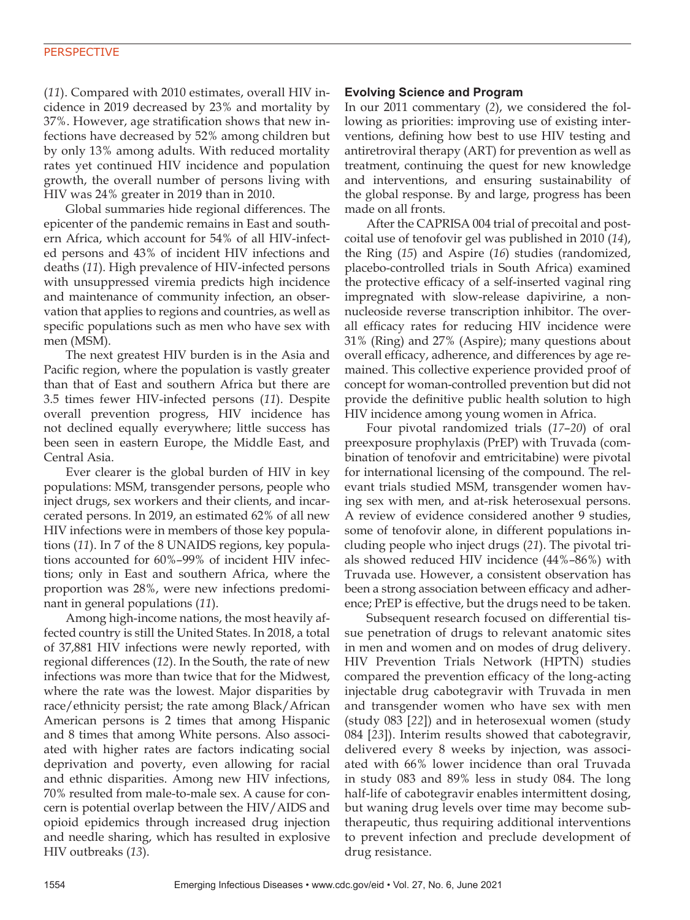(*11*). Compared with 2010 estimates, overall HIV incidence in 2019 decreased by 23% and mortality by 37%. However, age stratification shows that new infections have decreased by 52% among children but by only 13% among adults. With reduced mortality rates yet continued HIV incidence and population growth, the overall number of persons living with HIV was 24% greater in 2019 than in 2010.

Global summaries hide regional differences. The epicenter of the pandemic remains in East and southern Africa, which account for 54% of all HIV-infected persons and 43% of incident HIV infections and deaths (*11*). High prevalence of HIV-infected persons with unsuppressed viremia predicts high incidence and maintenance of community infection, an observation that applies to regions and countries, as well as specific populations such as men who have sex with men (MSM).

The next greatest HIV burden is in the Asia and Pacific region, where the population is vastly greater than that of East and southern Africa but there are 3.5 times fewer HIV-infected persons (*11*). Despite overall prevention progress, HIV incidence has not declined equally everywhere; little success has been seen in eastern Europe, the Middle East, and Central Asia.

Ever clearer is the global burden of HIV in key populations: MSM, transgender persons, people who inject drugs, sex workers and their clients, and incarcerated persons. In 2019, an estimated 62% of all new HIV infections were in members of those key populations (*11*). In 7 of the 8 UNAIDS regions, key populations accounted for 60%–99% of incident HIV infections; only in East and southern Africa, where the proportion was 28%, were new infections predominant in general populations (*11*).

Among high-income nations, the most heavily affected country is still the United States. In 2018, a total of 37,881 HIV infections were newly reported, with regional differences (*12*). In the South, the rate of new infections was more than twice that for the Midwest, where the rate was the lowest. Major disparities by race/ethnicity persist; the rate among Black/African American persons is 2 times that among Hispanic and 8 times that among White persons. Also associated with higher rates are factors indicating social deprivation and poverty, even allowing for racial and ethnic disparities. Among new HIV infections, 70% resulted from male-to-male sex. A cause for concern is potential overlap between the HIV/AIDS and opioid epidemics through increased drug injection and needle sharing, which has resulted in explosive HIV outbreaks (*13*).

## Evolving Science and Program

In our 2011 commentary (*2*), we considered the following as priorities: improving use of existing interventions, defining how best to use HIV testing and antiretroviral therapy (ART) for prevention as well as treatment, continuing the quest for new knowledge and interventions, and ensuring sustainability of the global response. By and large, progress has been made on all fronts.

After the CAPRISA 004 trial of precoital and postcoital use of tenofovir gel was published in 2010 (*14*), the Ring (*15*) and Aspire (*16*) studies (randomized, placebo-controlled trials in South Africa) examined the protective efficacy of a self-inserted vaginal ring impregnated with slow-release dapivirine, a nonnucleoside reverse transcription inhibitor. The overall efficacy rates for reducing HIV incidence were 31% (Ring) and 27% (Aspire); many questions about overall efficacy, adherence, and differences by age remained. This collective experience provided proof of concept for woman-controlled prevention but did not provide the definitive public health solution to high HIV incidence among young women in Africa.

Four pivotal randomized trials (*17*–*20*) of oral preexposure prophylaxis (PrEP) with Truvada (combination of tenofovir and emtricitabine) were pivotal for international licensing of the compound. The relevant trials studied MSM, transgender women having sex with men, and at-risk heterosexual persons. A review of evidence considered another 9 studies, some of tenofovir alone, in different populations including people who inject drugs (*21*). The pivotal trials showed reduced HIV incidence (44%–86%) with Truvada use. However, a consistent observation has been a strong association between efficacy and adherence; PrEP is effective, but the drugs need to be taken.

Subsequent research focused on differential tissue penetration of drugs to relevant anatomic sites in men and women and on modes of drug delivery. HIV Prevention Trials Network (HPTN) studies compared the prevention efficacy of the long-acting injectable drug cabotegravir with Truvada in men and transgender women who have sex with men (study 083 [*22*]) and in heterosexual women (study 084 [*23*]). Interim results showed that cabotegravir, delivered every 8 weeks by injection, was associated with 66% lower incidence than oral Truvada in study 083 and 89% less in study 084. The long half-life of cabotegravir enables intermittent dosing, but waning drug levels over time may become subtherapeutic, thus requiring additional interventions to prevent infection and preclude development of drug resistance.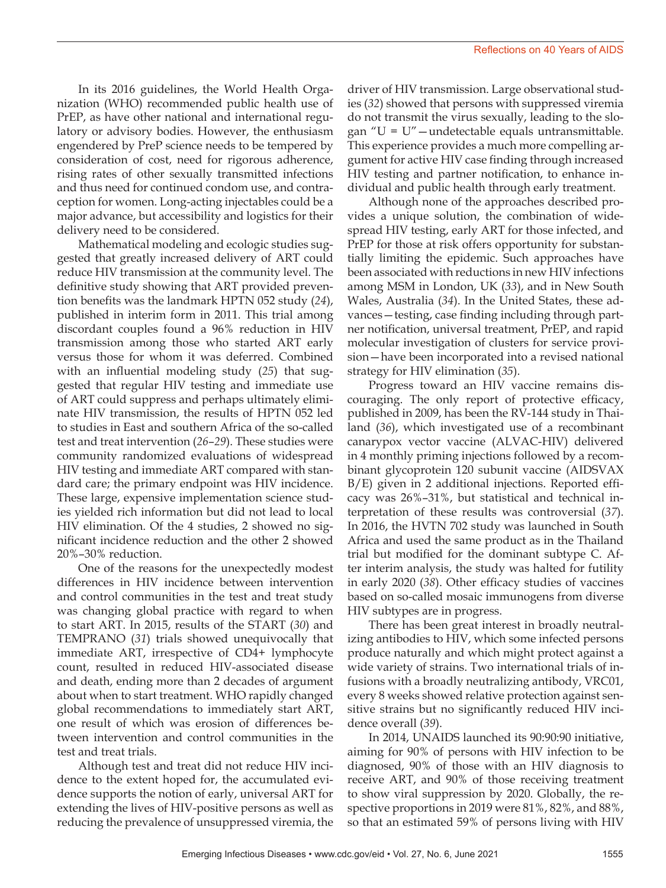In its 2016 guidelines, the World Health Organization (WHO) recommended public health use of PrEP, as have other national and international regulatory or advisory bodies. However, the enthusiasm engendered by PreP science needs to be tempered by consideration of cost, need for rigorous adherence, rising rates of other sexually transmitted infections and thus need for continued condom use, and contraception for women. Long-acting injectables could be a major advance, but accessibility and logistics for their delivery need to be considered.

Mathematical modeling and ecologic studies suggested that greatly increased delivery of ART could reduce HIV transmission at the community level. The definitive study showing that ART provided prevention benefits was the landmark HPTN 052 study (*24*), published in interim form in 2011. This trial among discordant couples found a 96% reduction in HIV transmission among those who started ART early versus those for whom it was deferred. Combined with an influential modeling study (*25*) that suggested that regular HIV testing and immediate use of ART could suppress and perhaps ultimately eliminate HIV transmission, the results of HPTN 052 led to studies in East and southern Africa of the so-called test and treat intervention (*26*–*29*). These studies were community randomized evaluations of widespread HIV testing and immediate ART compared with standard care; the primary endpoint was HIV incidence. These large, expensive implementation science studies yielded rich information but did not lead to local HIV elimination. Of the 4 studies, 2 showed no significant incidence reduction and the other 2 showed 20%–30% reduction.

One of the reasons for the unexpectedly modest differences in HIV incidence between intervention and control communities in the test and treat study was changing global practice with regard to when to start ART. In 2015, results of the START (*30*) and TEMPRANO (*31*) trials showed unequivocally that immediate ART, irrespective of CD4+ lymphocyte count, resulted in reduced HIV-associated disease and death, ending more than 2 decades of argument about when to start treatment. WHO rapidly changed global recommendations to immediately start ART, one result of which was erosion of differences between intervention and control communities in the test and treat trials.

Although test and treat did not reduce HIV incidence to the extent hoped for, the accumulated evidence supports the notion of early, universal ART for extending the lives of HIV-positive persons as well as reducing the prevalence of unsuppressed viremia, the driver of HIV transmission. Large observational studies (*32*) showed that persons with suppressed viremia do not transmit the virus sexually, leading to the slogan "U = U"—undetectable equals untransmittable. This experience provides a much more compelling argument for active HIV case finding through increased HIV testing and partner notification, to enhance individual and public health through early treatment.

Although none of the approaches described provides a unique solution, the combination of widespread HIV testing, early ART for those infected, and PrEP for those at risk offers opportunity for substantially limiting the epidemic. Such approaches have been associated with reductions in new HIV infections among MSM in London, UK (*33*), and in New South Wales, Australia (*34*). In the United States, these advances—testing, case finding including through partner notification, universal treatment, PrEP, and rapid molecular investigation of clusters for service provision—have been incorporated into a revised national strategy for HIV elimination (*35*).

Progress toward an HIV vaccine remains discouraging. The only report of protective efficacy, published in 2009, has been the RV-144 study in Thailand (*36*), which investigated use of a recombinant canarypox vector vaccine (ALVAC-HIV) delivered in 4 monthly priming injections followed by a recombinant glycoprotein 120 subunit vaccine (AIDSVAX B/E) given in 2 additional injections. Reported efficacy was 26%–31%, but statistical and technical interpretation of these results was controversial (*37*). In 2016, the HVTN 702 study was launched in South Africa and used the same product as in the Thailand trial but modified for the dominant subtype C. After interim analysis, the study was halted for futility in early 2020 (*38*). Other efficacy studies of vaccines based on so-called mosaic immunogens from diverse HIV subtypes are in progress.

There has been great interest in broadly neutralizing antibodies to HIV, which some infected persons produce naturally and which might protect against a wide variety of strains. Two international trials of infusions with a broadly neutralizing antibody, VRC01, every 8 weeks showed relative protection against sensitive strains but no significantly reduced HIV incidence overall (*39*).

In 2014, UNAIDS launched its 90:90:90 initiative, aiming for 90% of persons with HIV infection to be diagnosed, 90% of those with an HIV diagnosis to receive ART, and 90% of those receiving treatment to show viral suppression by 2020. Globally, the respective proportions in 2019 were 81%, 82%, and 88%, so that an estimated 59% of persons living with HIV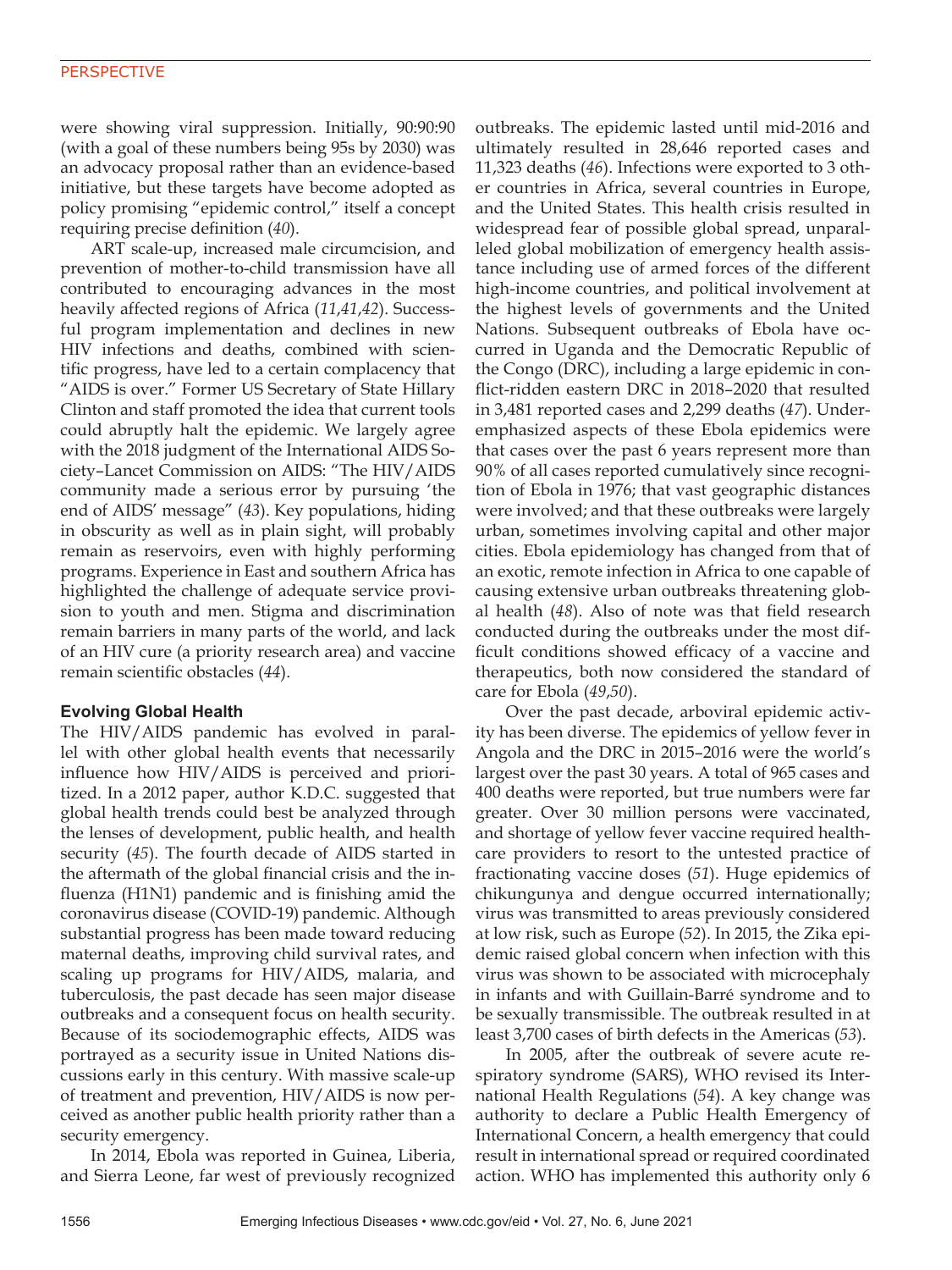were showing viral suppression. Initially, 90:90:90 (with a goal of these numbers being 95s by 2030) was an advocacy proposal rather than an evidence-based initiative, but these targets have become adopted as policy promising "epidemic control," itself a concept requiring precise definition (*40*).

ART scale-up, increased male circumcision, and prevention of mother-to-child transmission have all contributed to encouraging advances in the most heavily affected regions of Africa (*11*,*41*,*42*). Successful program implementation and declines in new HIV infections and deaths, combined with scientific progress, have led to a certain complacency that "AIDS is over." Former US Secretary of State Hillary Clinton and staff promoted the idea that current tools could abruptly halt the epidemic. We largely agree with the 2018 judgment of the International AIDS Society–Lancet Commission on AIDS: "The HIV/AIDS community made a serious error by pursuing 'the end of AIDS' message" (*43*). Key populations, hiding in obscurity as well as in plain sight, will probably remain as reservoirs, even with highly performing programs. Experience in East and southern Africa has highlighted the challenge of adequate service provision to youth and men. Stigma and discrimination remain barriers in many parts of the world, and lack of an HIV cure (a priority research area) and vaccine remain scientific obstacles (*44*).

### Evolving Global Health

The HIV/AIDS pandemic has evolved in parallel with other global health events that necessarily influence how HIV/AIDS is perceived and prioritized. In a 2012 paper, author K.D.C. suggested that global health trends could best be analyzed through the lenses of development, public health, and health security (*45*). The fourth decade of AIDS started in the aftermath of the global financial crisis and the influenza (H1N1) pandemic and is finishing amid the coronavirus disease (COVID-19) pandemic. Although substantial progress has been made toward reducing maternal deaths, improving child survival rates, and scaling up programs for HIV/AIDS, malaria, and tuberculosis, the past decade has seen major disease outbreaks and a consequent focus on health security. Because of its sociodemographic effects, AIDS was portrayed as a security issue in United Nations discussions early in this century. With massive scale-up of treatment and prevention, HIV/AIDS is now perceived as another public health priority rather than a security emergency.

In 2014, Ebola was reported in Guinea, Liberia, and Sierra Leone, far west of previously recognized outbreaks. The epidemic lasted until mid-2016 and ultimately resulted in 28,646 reported cases and 11,323 deaths (*46*). Infections were exported to 3 other countries in Africa, several countries in Europe, and the United States. This health crisis resulted in widespread fear of possible global spread, unparalleled global mobilization of emergency health assistance including use of armed forces of the different high-income countries, and political involvement at the highest levels of governments and the United Nations. Subsequent outbreaks of Ebola have occurred in Uganda and the Democratic Republic of the Congo (DRC), including a large epidemic in conflict-ridden eastern DRC in 2018–2020 that resulted in 3,481 reported cases and 2,299 deaths (*47*). Underemphasized aspects of these Ebola epidemics were that cases over the past 6 years represent more than 90% of all cases reported cumulatively since recognition of Ebola in 1976; that vast geographic distances were involved; and that these outbreaks were largely urban, sometimes involving capital and other major cities. Ebola epidemiology has changed from that of an exotic, remote infection in Africa to one capable of causing extensive urban outbreaks threatening global health (*48*). Also of note was that field research conducted during the outbreaks under the most difficult conditions showed efficacy of a vaccine and therapeutics, both now considered the standard of care for Ebola (*49*,*50*).

Over the past decade, arboviral epidemic activity has been diverse. The epidemics of yellow fever in Angola and the DRC in 2015–2016 were the world's largest over the past 30 years. A total of 965 cases and 400 deaths were reported, but true numbers were far greater. Over 30 million persons were vaccinated, and shortage of yellow fever vaccine required healthcare providers to resort to the untested practice of fractionating vaccine doses (*51*). Huge epidemics of chikungunya and dengue occurred internationally; virus was transmitted to areas previously considered at low risk, such as Europe (*52*). In 2015, the Zika epidemic raised global concern when infection with this virus was shown to be associated with microcephaly in infants and with Guillain-Barré syndrome and to be sexually transmissible. The outbreak resulted in at least 3,700 cases of birth defects in the Americas (*53*).

In 2005, after the outbreak of severe acute respiratory syndrome (SARS), WHO revised its International Health Regulations (*54*). A key change was authority to declare a Public Health Emergency of International Concern, a health emergency that could result in international spread or required coordinated action. WHO has implemented this authority only 6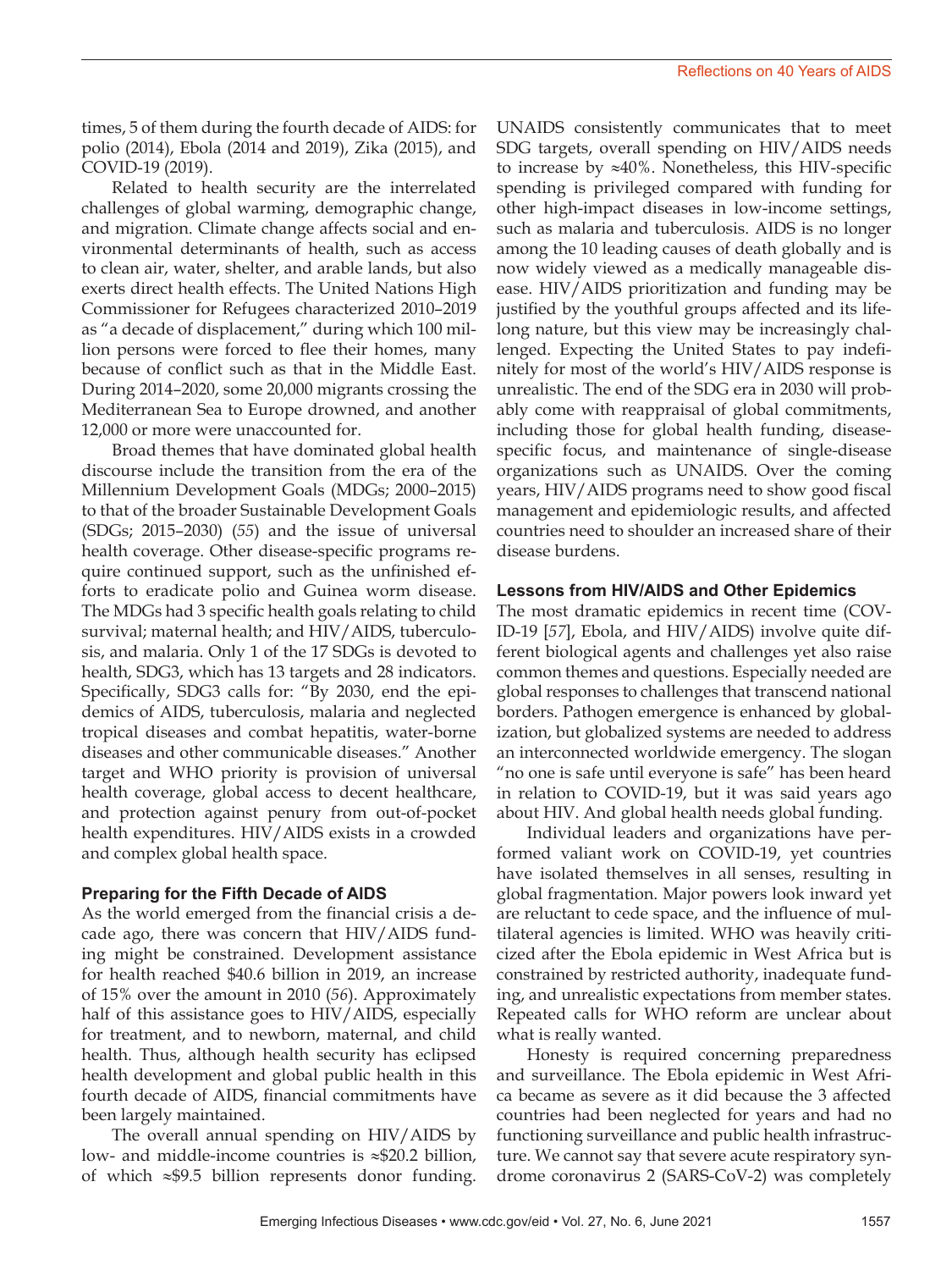times, 5 of them during the fourth decade of AIDS: for polio (2014), Ebola (2014 and 2019), Zika (2015), and COVID-19 (2019).

Related to health security are the interrelated challenges of global warming, demographic change, and migration. Climate change affects social and environmental determinants of health, such as access to clean air, water, shelter, and arable lands, but also exerts direct health effects. The United Nations High Commissioner for Refugees characterized 2010–2019 as "a decade of displacement," during which 100 million persons were forced to flee their homes, many because of conflict such as that in the Middle East. During 2014–2020, some 20,000 migrants crossing the Mediterranean Sea to Europe drowned, and another 12,000 or more were unaccounted for.

Broad themes that have dominated global health discourse include the transition from the era of the Millennium Development Goals (MDGs; 2000–2015) to that of the broader Sustainable Development Goals (SDGs; 2015–2030) (*55*) and the issue of universal health coverage. Other disease-specific programs require continued support, such as the unfinished efforts to eradicate polio and Guinea worm disease. The MDGs had 3 specific health goals relating to child survival; maternal health; and HIV/AIDS, tuberculosis, and malaria. Only 1 of the 17 SDGs is devoted to health, SDG3, which has 13 targets and 28 indicators. Specifically, SDG3 calls for: "By 2030, end the epidemics of AIDS, tuberculosis, malaria and neglected tropical diseases and combat hepatitis, water-borne diseases and other communicable diseases." Another target and WHO priority is provision of universal health coverage, global access to decent healthcare, and protection against penury from out-of-pocket health expenditures. HIV/AIDS exists in a crowded and complex global health space.

### Preparing for the Fifth Decade of AIDS

As the world emerged from the financial crisis a decade ago, there was concern that HIV/AIDS funding might be constrained. Development assistance for health reached \$40.6 billion in 2019, an increase of 15% over the amount in 2010 (*56*). Approximately half of this assistance goes to HIV/AIDS, especially for treatment, and to newborn, maternal, and child health. Thus, although health security has eclipsed health development and global public health in this fourth decade of AIDS, financial commitments have been largely maintained.

The overall annual spending on HIV/AIDS by low- and middle-income countries is ≈\$20.2 billion, of which ≈\$9.5 billion represents donor funding. UNAIDS consistently communicates that to meet SDG targets, overall spending on HIV/AIDS needs to increase by ≈40%. Nonetheless, this HIV-specific spending is privileged compared with funding for other high-impact diseases in low-income settings, such as malaria and tuberculosis. AIDS is no longer among the 10 leading causes of death globally and is now widely viewed as a medically manageable disease. HIV/AIDS prioritization and funding may be justified by the youthful groups affected and its lifelong nature, but this view may be increasingly challenged. Expecting the United States to pay indefinitely for most of the world's HIV/AIDS response is unrealistic. The end of the SDG era in 2030 will probably come with reappraisal of global commitments, including those for global health funding, disease-specific focus, and maintenance of single-disease organizations such as UNAIDS. Over the coming years, HIV/AIDS programs need to show good fiscal management and epidemiologic results, and affected countries need to shoulder an increased share of their disease burdens.

### Lessons from HIV/AIDS and Other Epidemics

The most dramatic epidemics in recent time (COVID-19 [*57*], Ebola, and HIV/AIDS) involve quite different biological agents and challenges yet also raise common themes and questions. Especially needed are global responses to challenges that transcend national borders. Pathogen emergence is enhanced by globalization, but globalized systems are needed to address an interconnected worldwide emergency. The slogan "no one is safe until everyone is safe" has been heard in relation to COVID-19, but it was said years ago about HIV. And global health needs global funding.

Individual leaders and organizations have performed valiant work on COVID-19, yet countries have isolated themselves in all senses, resulting in global fragmentation. Major powers look inward yet are reluctant to cede space, and the influence of multilateral agencies is limited. WHO was heavily criticized after the Ebola epidemic in West Africa but is constrained by restricted authority, inadequate funding, and unrealistic expectations from member states. Repeated calls for WHO reform are unclear about what is really wanted.

Honesty is required concerning preparedness and surveillance. The Ebola epidemic in West Africa became as severe as it did because the 3 affected countries had been neglected for years and had no functioning surveillance and public health infrastructure. We cannot say that severe acute respiratory syndrome coronavirus 2 (SARS-CoV-2) was completely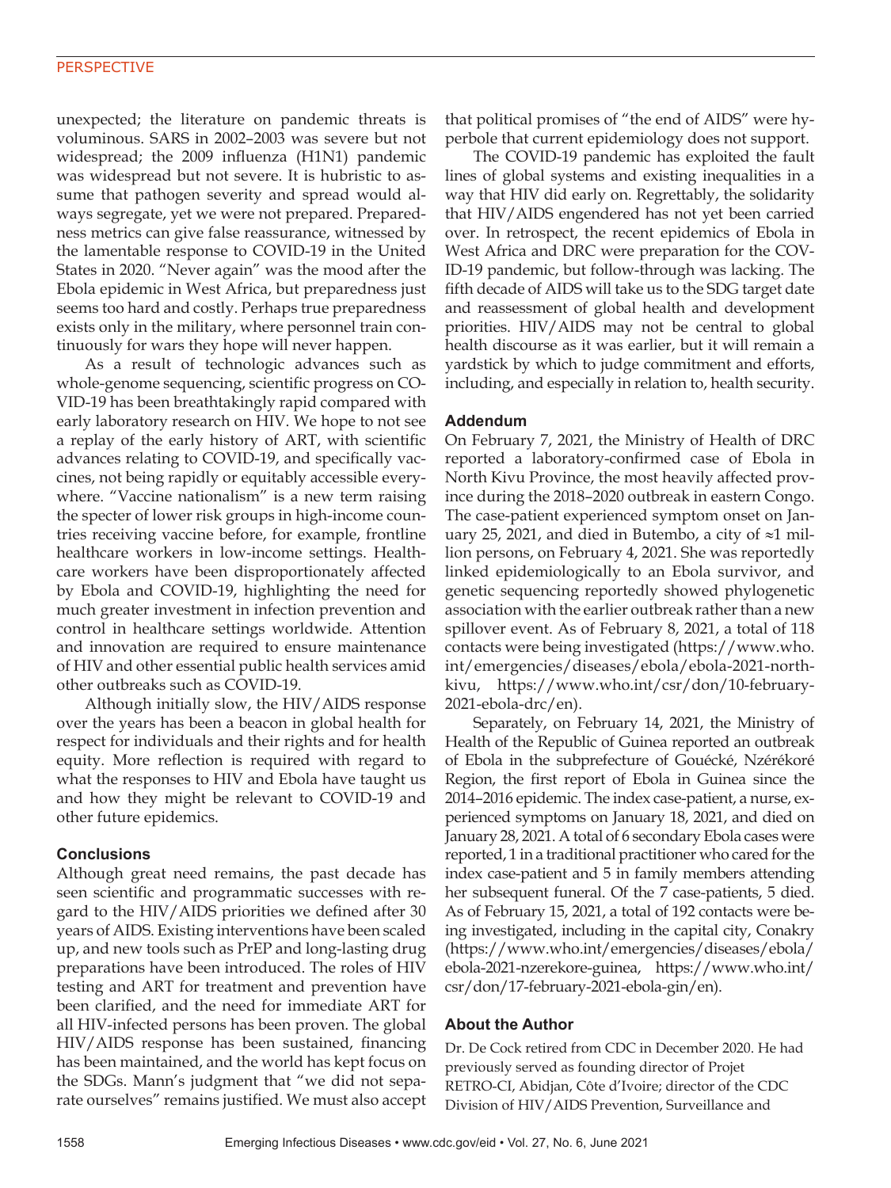unexpected; the literature on pandemic threats is voluminous. SARS in 2002–2003 was severe but not widespread; the 2009 influenza (H1N1) pandemic was widespread but not severe. It is hubristic to assume that pathogen severity and spread would always segregate, yet we were not prepared. Preparedness metrics can give false reassurance, witnessed by the lamentable response to COVID-19 in the United States in 2020. "Never again" was the mood after the Ebola epidemic in West Africa, but preparedness just seems too hard and costly. Perhaps true preparedness exists only in the military, where personnel train continuously for wars they hope will never happen.

As a result of technologic advances such as whole-genome sequencing, scientific progress on COVID-19 has been breathtakingly rapid compared with early laboratory research on HIV. We hope to not see a replay of the early history of ART, with scientific advances relating to COVID-19, and specifically vaccines, not being rapidly or equitably accessible everywhere. "Vaccine nationalism" is a new term raising the specter of lower risk groups in high-income countries receiving vaccine before, for example, frontline healthcare workers in low-income settings. Healthcare workers have been disproportionately affected by Ebola and COVID-19, highlighting the need for much greater investment in infection prevention and control in healthcare settings worldwide. Attention and innovation are required to ensure maintenance of HIV and other essential public health services amid other outbreaks such as COVID-19.

Although initially slow, the HIV/AIDS response over the years has been a beacon in global health for respect for individuals and their rights and for health equity. More reflection is required with regard to what the responses to HIV and Ebola have taught us and how they might be relevant to COVID-19 and other future epidemics.

## Conclusions

Although great need remains, the past decade has seen scientific and programmatic successes with regard to the HIV/AIDS priorities we defined after 30 years of AIDS. Existing interventions have been scaled up, and new tools such as PrEP and long-lasting drug preparations have been introduced. The roles of HIV testing and ART for treatment and prevention have been clarified, and the need for immediate ART for all HIV-infected persons has been proven. The global HIV/AIDS response has been sustained, financing has been maintained, and the world has kept focus on the SDGs. Mann's judgment that "we did not separate ourselves" remains justified. We must also accept that political promises of "the end of AIDS" were hyperbole that current epidemiology does not support.

The COVID-19 pandemic has exploited the fault lines of global systems and existing inequalities in a way that HIV did early on. Regrettably, the solidarity that HIV/AIDS engendered has not yet been carried over. In retrospect, the recent epidemics of Ebola in West Africa and DRC were preparation for the COVID-19 pandemic, but follow-through was lacking. The fifth decade of AIDS will take us to the SDG target date and reassessment of global health and development priorities. HIV/AIDS may not be central to global health discourse as it was earlier, but it will remain a yardstick by which to judge commitment and efforts, including, and especially in relation to, health security.

## Addendum

On February 7, 2021, the Ministry of Health of DRC reported a laboratory-confirmed case of Ebola in North Kivu Province, the most heavily affected province during the 2018–2020 outbreak in eastern Congo. The case-patient experienced symptom onset on January 25, 2021, and died in Butembo, a city of ≈1 million persons, on February 4, 2021. She was reportedly linked epidemiologically to an Ebola survivor, and genetic sequencing reportedly showed phylogenetic association with the earlier outbreak rather than a new spillover event. As of February 8, 2021, a total of 118 contacts were being investigated (https://www.who.int/emergencies/diseases/ebola/ebola-2021-north-kivu, https://www.who.int/csr/don/10-february-2021-ebola-drc/en).

Separately, on February 14, 2021, the Ministry of Health of the Republic of Guinea reported an outbreak of Ebola in the subprefecture of Gouécké, Nzérékoré Region, the first report of Ebola in Guinea since the 2014–2016 epidemic. The index case-patient, a nurse, experienced symptoms on January 18, 2021, and died on January 28, 2021. A total of 6 secondary Ebola cases were reported, 1 in a traditional practitioner who cared for the index case-patient and 5 in family members attending her subsequent funeral. Of the 7 case-patients, 5 died. As of February 15, 2021, a total of 192 contacts were being investigated, including in the capital city, Conakry (https://www.who.int/emergencies/diseases/ebola/ebola-2021-nzerekore-guinea, https://www.who.int/csr/don/17-february-2021-ebola-gin/en).

## About the Author

Dr. De Cock retired from CDC in December 2020. He had previously served as founding director of Projet RETRO-CI, Abidjan, Côte d'Ivoire; director of the CDC Division of HIV/AIDS Prevention, Surveillance and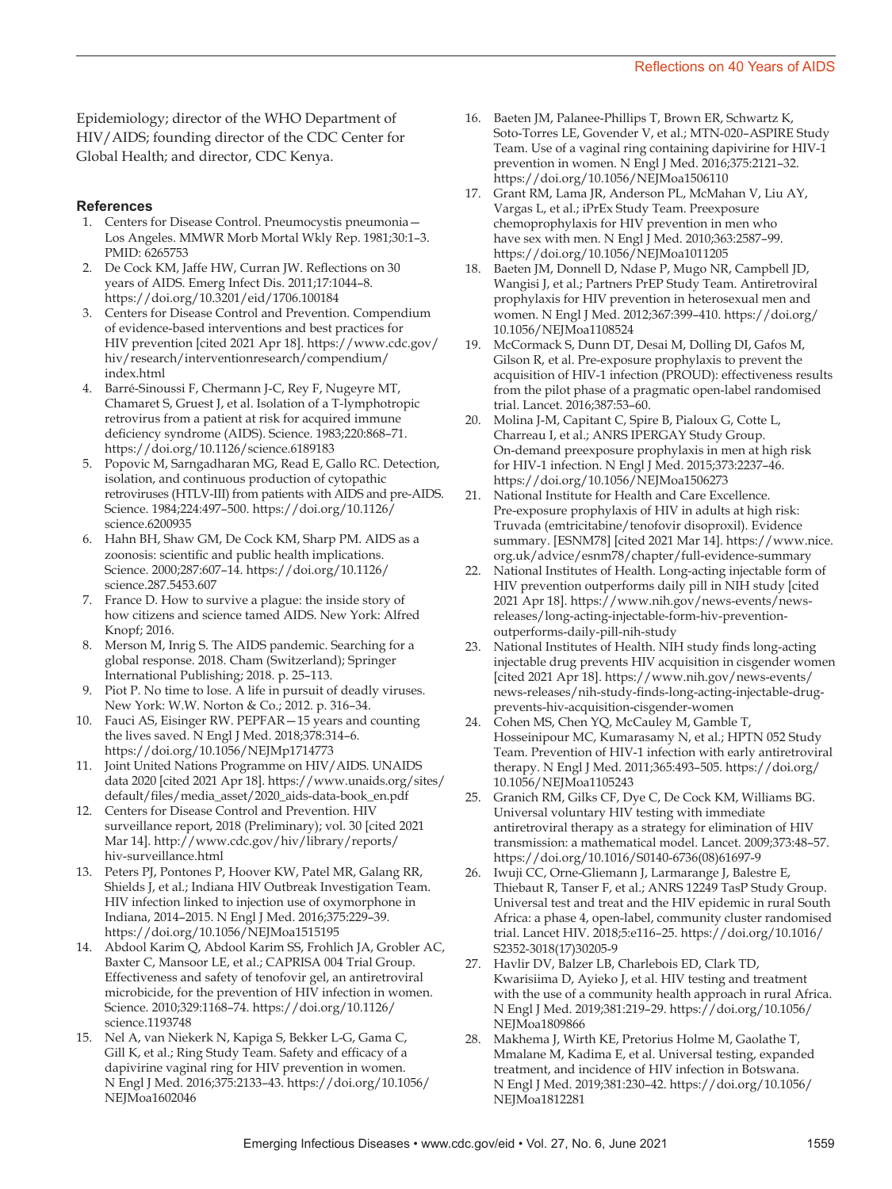Epidemiology; director of the WHO Department of HIV/AIDS; founding director of the CDC Center for Global Health; and director, CDC Kenya.

## References

1. Centers for Disease Control. Pneumocystis pneumonia—Los Angeles. MMWR Morb Mortal Wkly Rep. 1981;30:1–3. PMID: 6265753
2. De Cock KM, Jaffe HW, Curran JW. Reflections on 30 years of AIDS. Emerg Infect Dis. 2011;17:1044–8. https://doi.org/10.3201/eid/1706.100184
3. Centers for Disease Control and Prevention. Compendium of evidence-based interventions and best practices for HIV prevention [cited 2021 Apr 18]. https://www.cdc.gov/hiv/research/interventionresearch/compendium/index.html
4. Barré-Sinoussi F, Chermann J-C, Rey F, Nugeyre MT, Chamaret S, Gruest J, et al. Isolation of a T-lymphotropic retrovirus from a patient at risk for acquired immune deficiency syndrome (AIDS). Science. 1983;220:868–71. https://doi.org/10.1126/science.6189183
5. Popovic M, Sarngadharan MG, Read E, Gallo RC. Detection, isolation, and continuous production of cytopathic retroviruses (HTLV-III) from patients with AIDS and pre-AIDS. Science. 1984;224:497–500. https://doi.org/10.1126/science.6200935
6. Hahn BH, Shaw GM, De Cock KM, Sharp PM. AIDS as a zoonosis: scientific and public health implications. Science. 2000;287:607–14. https://doi.org/10.1126/science.287.5453.607
7. France D. How to survive a plague: the inside story of how citizens and science tamed AIDS. New York: Alfred Knopf; 2016.
8. Merson M, Inrig S. The AIDS pandemic. Searching for a global response. 2018. Cham (Switzerland); Springer International Publishing; 2018. p. 25–113.
9. Piot P. No time to lose. A life in pursuit of deadly viruses. New York: W.W. Norton & Co.; 2012. p. 316–34.
10. Fauci AS, Eisinger RW. PEPFAR—15 years and counting the lives saved. N Engl J Med. 2018;378:314–6. https://doi.org/10.1056/NEJMp1714773
11. Joint United Nations Programme on HIV/AIDS. UNAIDS data 2020 [cited 2021 Apr 18]. https://www.unaids.org/sites/default/files/media_asset/2020_aids-data-book_en.pdf
12. Centers for Disease Control and Prevention. HIV surveillance report, 2018 (Preliminary); vol. 30 [cited 2021 Mar 14]. http://www.cdc.gov/hiv/library/reports/hiv-surveillance.html
13. Peters PJ, Pontones P, Hoover KW, Patel MR, Galang RR, Shields J, et al.; Indiana HIV Outbreak Investigation Team. HIV infection linked to injection use of oxymorphone in Indiana, 2014–2015. N Engl J Med. 2016;375:229–39. https://doi.org/10.1056/NEJMoa1515195
14. Abdool Karim Q, Abdool Karim SS, Frohlich JA, Grobler AC, Baxter C, Mansoor LE, et al.; CAPRISA 004 Trial Group. Effectiveness and safety of tenofovir gel, an antiretroviral microbicide, for the prevention of HIV infection in women. Science. 2010;329:1168–74. https://doi.org/10.1126/science.1193748
15. Nel A, van Niekerk N, Kapiga S, Bekker L-G, Gama C, Gill K, et al.; Ring Study Team. Safety and efficacy of a dapivirine vaginal ring for HIV prevention in women. N Engl J Med. 2016;375:2133–43. https://doi.org/10.1056/NEJMoa1602046
16. Baeten JM, Palanee-Phillips T, Brown ER, Schwartz K, Soto-Torres LE, Govender V, et al.; MTN-020–ASPIRE Study Team. Use of a vaginal ring containing dapivirine for HIV-1 prevention in women. N Engl J Med. 2016;375:2121–32. https://doi.org/10.1056/NEJMoa1506110
17. Grant RM, Lama JR, Anderson PL, McMahan V, Liu AY, Vargas L, et al.; iPrEx Study Team. Preexposure chemoprophylaxis for HIV prevention in men who have sex with men. N Engl J Med. 2010;363:2587–99. https://doi.org/10.1056/NEJMoa1011205
18. Baeten JM, Donnell D, Ndase P, Mugo NR, Campbell JD, Wangisi J, et al.; Partners PrEP Study Team. Antiretroviral prophylaxis for HIV prevention in heterosexual men and women. N Engl J Med. 2012;367:399–410. https://doi.org/10.1056/NEJMoa1108524
19. McCormack S, Dunn DT, Desai M, Dolling DI, Gafos M, Gilson R, et al. Pre-exposure prophylaxis to prevent the acquisition of HIV-1 infection (PROUD): effectiveness results from the pilot phase of a pragmatic open-label randomised trial. Lancet. 2016;387:53–60.
20. Molina J-M, Capitant C, Spire B, Pialoux G, Cotte L, Charreau I, et al.; ANRS IPERGAY Study Group. On-demand preexposure prophylaxis in men at high risk for HIV-1 infection. N Engl J Med. 2015;373:2237–46. https://doi.org/10.1056/NEJMoa1506273
21. National Institute for Health and Care Excellence. Pre-exposure prophylaxis of HIV in adults at high risk: Truvada (emtricitabine/tenofovir disoproxil). Evidence summary. [ESNM78] [cited 2021 Mar 14]. https://www.nice.org.uk/advice/esnm78/chapter/full-evidence-summary
22. National Institutes of Health. Long-acting injectable form of HIV prevention outperforms daily pill in NIH study [cited 2021 Apr 18]. https://www.nih.gov/news-events/news-releases/long-acting-injectable-form-hiv-prevention-outperforms-daily-pill-nih-study
23. National Institutes of Health. NIH study finds long-acting injectable drug prevents HIV acquisition in cisgender women [cited 2021 Apr 18]. https://www.nih.gov/news-events/news-releases/nih-study-finds-long-acting-injectable-drug-prevents-hiv-acquisition-cisgender-women
24. Cohen MS, Chen YQ, McCauley M, Gamble T, Hosseinipour MC, Kumarasamy N, et al.; HPTN 052 Study Team. Prevention of HIV-1 infection with early antiretroviral therapy. N Engl J Med. 2011;365:493–505. https://doi.org/10.1056/NEJMoa1105243
25. Granich RM, Gilks CF, Dye C, De Cock KM, Williams BG. Universal voluntary HIV testing with immediate antiretroviral therapy as a strategy for elimination of HIV transmission: a mathematical model. Lancet. 2009;373:48–57. https://doi.org/10.1016/S0140-6736(08)61697-9
26. Iwuji CC, Orne-Gliemann J, Larmarange J, Balestre E, Thiebaut R, Tanser F, et al.; ANRS 12249 TasP Study Group. Universal test and treat and the HIV epidemic in rural South Africa: a phase 4, open-label, community cluster randomised trial. Lancet HIV. 2018;5:e116–25. https://doi.org/10.1016/S2352-3018(17)30205-9
27. Havlir DV, Balzer LB, Charlebois ED, Clark TD, Kwarisiima D, Ayieko J, et al. HIV testing and treatment with the use of a community health approach in rural Africa. N Engl J Med. 2019;381:219–29. https://doi.org/10.1056/NEJMoa1809866
28. Makhema J, Wirth KE, Pretorius Holme M, Gaolathe T, Mmalane M, Kadima E, et al. Universal testing, expanded treatment, and incidence of HIV infection in Botswana. N Engl J Med. 2019;381:230–42. https://doi.org/10.1056/NEJMoa1812281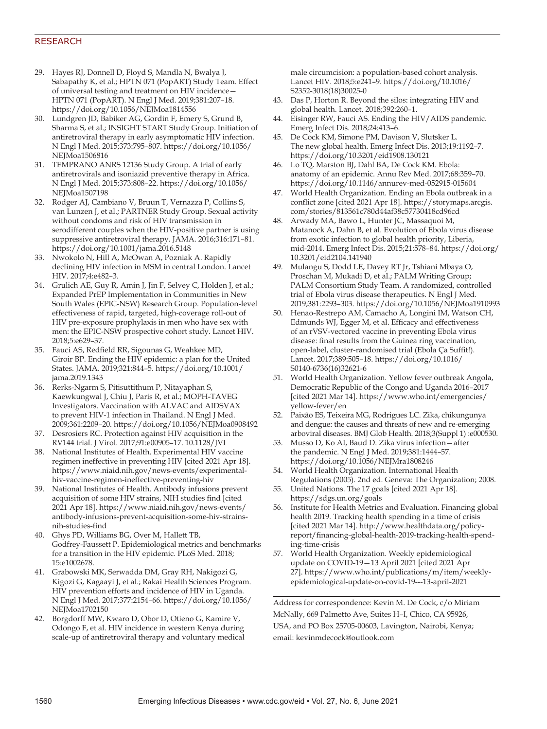29. Hayes RJ, Donnell D, Floyd S, Mandla N, Bwalya J, Sabapathy K, et al.; HPTN 071 (PopART) Study Team. Effect of universal testing and treatment on HIV incidence—HPTN 071 (PopART). N Engl J Med. 2019;381:207–18. https://doi.org/10.1056/NEJMoa1814556
30. Lundgren JD, Babiker AG, Gordin F, Emery S, Grund B, Sharma S, et al.; INSIGHT START Study Group. Initiation of antiretroviral therapy in early asymptomatic HIV infection. N Engl J Med. 2015;373:795–807. https://doi.org/10.1056/NEJMoa1506816
31. TEMPRANO ANRS 12136 Study Group. A trial of early antiretrovirals and isoniazid preventive therapy in Africa. N Engl J Med. 2015;373:808–22. https://doi.org/10.1056/NEJMoa1507198
32. Rodger AJ, Cambiano V, Bruun T, Vernazza P, Collins S, van Lunzen J, et al.; PARTNER Study Group. Sexual activity without condoms and risk of HIV transmission in serodifferent couples when the HIV-positive partner is using suppressive antiretroviral therapy. JAMA. 2016;316:171–81. https://doi.org/10.1001/jama.2016.5148
33. Nwokolo N, Hill A, McOwan A, Pozniak A. Rapidly declining HIV infection in MSM in central London. Lancet HIV. 2017;4:e482–3.
34. Grulich AE, Guy R, Amin J, Jin F, Selvey C, Holden J, et al.; Expanded PrEP Implementation in Communities in New South Wales (EPIC-NSW) Research Group. Population-level effectiveness of rapid, targeted, high-coverage roll-out of HIV pre-exposure prophylaxis in men who have sex with men: the EPIC-NSW prospective cohort study. Lancet HIV. 2018;5:e629–37.
35. Fauci AS, Redfield RR, Sigounas G, Weahkee MD, Giroir BP. Ending the HIV epidemic: a plan for the United States. JAMA. 2019;321:844–5. https://doi.org/10.1001/jama.2019.1343
36. Rerks-Ngarm S, Pitisuttithum P, Nitayaphan S, Kaewkungwal J, Chiu J, Paris R, et al.; MOPH-TAVEG Investigators. Vaccination with ALVAC and AIDSVAX to prevent HIV-1 infection in Thailand. N Engl J Med. 2009;361:2209–20. https://doi.org/10.1056/NEJMoa0908492
37. Desrosiers RC. Protection against HIV acquisition in the RV144 trial. J Virol. 2017;91:e00905–17. 10.1128/JVI
38. National Institutes of Health. Experimental HIV vaccine regimen ineffective in preventing HIV [cited 2021 Apr 18]. https://www.niaid.nih.gov/news-events/experimental-hiv-vaccine-regimen-ineffective-preventing-hiv
39. National Institutes of Health. Antibody infusions prevent acquisition of some HIV strains, NIH studies find [cited 2021 Apr 18]. https://www.niaid.nih.gov/news-events/antibody-infusions-prevent-acquisition-some-hiv-strains-nih-studies-find
40. Ghys PD, Williams BG, Over M, Hallett TB, Godfrey-Faussett P. Epidemiological metrics and benchmarks for a transition in the HIV epidemic. PLoS Med. 2018; 15:e1002678.
41. Grabowski MK, Serwadda DM, Gray RH, Nakigozi G, Kigozi G, Kagaayi J, et al.; Rakai Health Sciences Program. HIV prevention efforts and incidence of HIV in Uganda. N Engl J Med. 2017;377:2154–66. https://doi.org/10.1056/NEJMoa1702150
42. Borgdorff MW, Kwaro D, Obor D, Otieno G, Kamire V, Odongo F, et al. HIV incidence in western Kenya during scale-up of antiretroviral therapy and voluntary medical male circumcision: a population-based cohort analysis. Lancet HIV. 2018;5:e241–9. https://doi.org/10.1016/S2352-3018(18)30025-0
43. Das P, Horton R. Beyond the silos: integrating HIV and global health. Lancet. 2018;392:260–1.
44. Eisinger RW, Fauci AS. Ending the HIV/AIDS pandemic. Emerg Infect Dis. 2018;24:413–6.
45. De Cock KM, Simone PM, Davison V, Slutsker L. The new global health. Emerg Infect Dis. 2013;19:1192–7. https://doi.org/10.3201/eid1908.130121
46. Lo TQ, Marston BJ, Dahl BA, De Cock KM. Ebola: anatomy of an epidemic. Annu Rev Med. 2017;68:359–70. https://doi.org/10.1146/annurev-med-052915-015604
47. World Health Organization. Ending an Ebola outbreak in a conflict zone [cited 2021 Apr 18]. https://storymaps.arcgis.com/stories/813561c780d44af38c57730418cd96cd
48. Arwady MA, Bawo L, Hunter JC, Massaquoi M, Matanock A, Dahn B, et al. Evolution of Ebola virus disease from exotic infection to global health priority, Liberia, mid-2014. Emerg Infect Dis. 2015;21:578–84. https://doi.org/10.3201/eid2104.141940
49. Mulangu S, Dodd LE, Davey RT Jr, Tshiani Mbaya O, Proschan M, Mukadi D, et al.; PALM Writing Group; PALM Consortium Study Team. A randomized, controlled trial of Ebola virus disease therapeutics. N Engl J Med. 2019;381:2293–303. https://doi.org/10.1056/NEJMoa1910993
50. Henao-Restrepo AM, Camacho A, Longini IM, Watson CH, Edmunds WJ, Egger M, et al. Efficacy and effectiveness of an rVSV-vectored vaccine in preventing Ebola virus disease: final results from the Guinea ring vaccination, open-label, cluster-randomised trial (Ebola Ça Suffit!). Lancet. 2017;389:505–18. https://doi.org/10.1016/S0140-6736(16)32621-6
51. World Health Organization. Yellow fever outbreak Angola, Democratic Republic of the Congo and Uganda 2016–2017 [cited 2021 Mar 14]. https://www.who.int/emergencies/yellow-fever/en
52. Paixão ES, Teixeira MG, Rodrigues LC. Zika, chikungunya and dengue: the causes and threats of new and re-emerging arboviral diseases. BMJ Glob Health. 2018;3(Suppl 1) :e000530.
53. Musso D, Ko AI, Baud D. Zika virus infection—after the pandemic. N Engl J Med. 2019;381:1444–57. https://doi.org/10.1056/NEJMra1808246
54. World Health Organization. International Health Regulations (2005). 2nd ed. Geneva: The Organization; 2008.
55. United Nations. The 17 goals [cited 2021 Apr 18]. https://sdgs.un.org/goals
56. Institute for Health Metrics and Evaluation. Financing global health 2019. Tracking health spending in a time of crisis [cited 2021 Mar 14]. http://www.healthdata.org/policy-report/financing-global-health-2019-tracking-health-spending-time-crisis
57. World Health Organization. Weekly epidemiological update on COVID-19—13 April 2021 [cited 2021 Apr 27]. https://www.who.int/publications/m/item/weekly-epidemiological-update-on-covid-19---13-april-2021

Address for correspondence: Kevin M. De Cock, c/o Miriam McNally, 669 Palmetto Ave, Suites H–I, Chico, CA 95926, USA, and PO Box 25705-00603, Lavington, Nairobi, Kenya; email: kevinmdecock@outlook.com